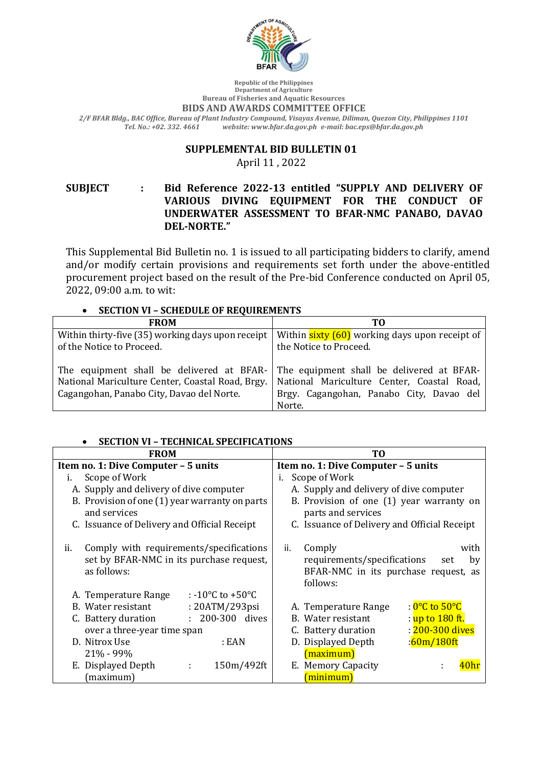Republic of the Philippines
Department of Agriculture
Bureau of Fisheries and Aquatic Resources
**BIDS AND AWARDS COMMITTEE OFFICE**
*2/F BFAR Bldg., BAC Office, Bureau of Plant Industry Compound, Visayas Avenue, Diliman, Quezon City, Philippines 1101*
*Tel. No.: +02. 332. 4661 website: www.bfar.da.gov.ph e-mail: bac.eps@bfar.da.gov.ph*

## SUPPLEMENTAL BID BULLETIN 01

April 11 , 2022

**SUBJECT : Bid Reference 2022-13 entitled "SUPPLY AND DELIVERY OF VARIOUS DIVING EQUIPMENT FOR THE CONDUCT OF UNDERWATER ASSESSMENT TO BFAR-NMC PANABO, DAVAO DEL-NORTE."**

This Supplemental Bid Bulletin no. 1 is issued to all participating bidders to clarify, amend and/or modify certain provisions and requirements set forth under the above-entitled procurement project based on the result of the Pre-bid Conference conducted on April 05, 2022, 09:00 a.m. to wit:

- **SECTION VI – SCHEDULE OF REQUIREMENTS**

| FROM | TO |
|---|---|
| Within thirty-five (35) working days upon receipt of the Notice to Proceed.<br><br>The equipment shall be delivered at BFAR-National Mariculture Center, Coastal Road, Brgy. Cagangohan, Panabo City, Davao del Norte. | Within sixty (60) working days upon receipt of the Notice to Proceed.<br><br>The equipment shall be delivered at BFAR-National Mariculture Center, Coastal Road, Brgy. Cagangohan, Panabo City, Davao del Norte. |

- **SECTION VI – TECHNICAL SPECIFICATIONS**

| FROM | TO |
|---|---|
| **Item no. 1: Dive Computer – 5 units** | **Item no. 1: Dive Computer – 5 units** |
| i. Scope of Work<br>A. Supply and delivery of dive computer<br>B. Provision of one (1) year warranty on parts and services<br>C. Issuance of Delivery and Official Receipt | i. Scope of Work<br>A. Supply and delivery of dive computer<br>B. Provision of one (1) year warranty on parts and services<br>C. Issuance of Delivery and Official Receipt |
| ii. Comply with requirements/specifications set by BFAR-NMC in its purchase request, as follows: | ii. Comply with requirements/specifications set by BFAR-NMC in its purchase request, as follows: |
| A. Temperature Range : -10°C to +50°C<br>B. Water resistant : 20ATM/293psi<br>C. Battery duration : 200-300 dives over a three-year time span<br>D. Nitrox Use : EAN 21% - 99%<br>E. Displayed Depth : 150m/492ft (maximum) | A. Temperature Range : 0°C to 50°C<br>B. Water resistant : up to 180 ft.<br>C. Battery duration : 200-300 dives<br>D. Displayed Depth : 60m/180ft (maximum)<br>E. Memory Capacity : 40hr (minimum) |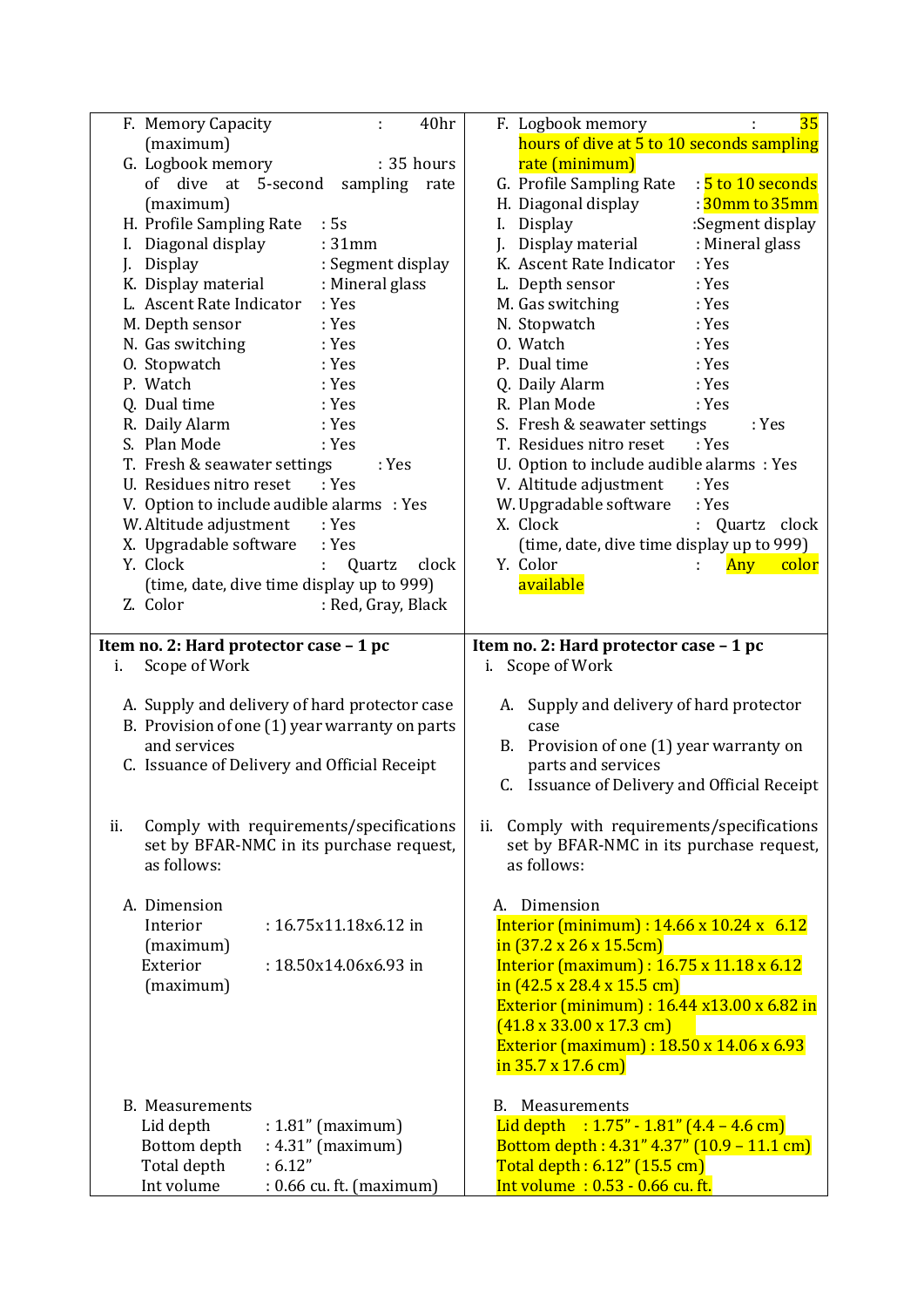| | |
|---|---|
| F. Memory Capacity (maximum) : 40hr<br>G. Logbook memory : 35 hours of dive at 5-second sampling rate (maximum)<br>H. Profile Sampling Rate : 5s<br>I. Diagonal display : 31mm<br>J. Display : Segment display<br>K. Display material : Mineral glass<br>L. Ascent Rate Indicator : Yes<br>M. Depth sensor : Yes<br>N. Gas switching : Yes<br>O. Stopwatch : Yes<br>P. Watch : Yes<br>Q. Dual time : Yes<br>R. Daily Alarm : Yes<br>S. Plan Mode : Yes<br>T. Fresh & seawater settings : Yes<br>U. Residues nitro reset : Yes<br>V. Option to include audible alarms : Yes<br>W. Altitude adjustment : Yes<br>X. Upgradable software : Yes<br>Y. Clock : Quartz clock (time, date, dive time display up to 999)<br>Z. Color : Red, Gray, Black | F. Logbook memory : 35 hours of dive at 5 to 10 seconds sampling rate (minimum)<br>G. Profile Sampling Rate : 5 to 10 seconds<br>H. Diagonal display : 30mm to 35mm<br>I. Display :Segment display<br>J. Display material : Mineral glass<br>K. Ascent Rate Indicator : Yes<br>L. Depth sensor : Yes<br>M. Gas switching : Yes<br>N. Stopwatch : Yes<br>O. Watch : Yes<br>P. Dual time : Yes<br>Q. Daily Alarm : Yes<br>R. Plan Mode : Yes<br>S. Fresh & seawater settings : Yes<br>T. Residues nitro reset : Yes<br>U. Option to include audible alarms : Yes<br>V. Altitude adjustment : Yes<br>W. Upgradable software : Yes<br>X. Clock : Quartz clock (time, date, dive time display up to 999)<br>Y. Color : Any color available |
| **Item no. 2: Hard protector case – 1 pc**<br>i. Scope of Work<br><br>A. Supply and delivery of hard protector case<br>B. Provision of one (1) year warranty on parts and services<br>C. Issuance of Delivery and Official Receipt<br><br>ii. Comply with requirements/specifications set by BFAR-NMC in its purchase request, as follows:<br><br>A. Dimension<br>Interior (maximum) : 16.75x11.18x6.12 in<br>Exterior (maximum) : 18.50x14.06x6.93 in<br><br>B. Measurements<br>Lid depth : 1.81" (maximum)<br>Bottom depth : 4.31" (maximum)<br>Total depth : 6.12"<br>Int volume : 0.66 cu. ft. (maximum) | **Item no. 2: Hard protector case – 1 pc**<br>i. Scope of Work<br><br>A. Supply and delivery of hard protector case<br>B. Provision of one (1) year warranty on parts and services<br>C. Issuance of Delivery and Official Receipt<br><br>ii. Comply with requirements/specifications set by BFAR-NMC in its purchase request, as follows:<br><br>A. Dimension<br>Interior (minimum) : 14.66 x 10.24 x 6.12 in (37.2 x 26 x 15.5cm)<br>Interior (maximum) : 16.75 x 11.18 x 6.12 in (42.5 x 28.4 x 15.5 cm)<br>Exterior (minimum) : 16.44 x13.00 x 6.82 in (41.8 x 33.00 x 17.3 cm)<br>Exterior (maximum) : 18.50 x 14.06 x 6.93 in 35.7 x 17.6 cm)<br><br>B. Measurements<br>Lid depth : 1.75" - 1.81" (4.4 – 4.6 cm)<br>Bottom depth : 4.31" 4.37" (10.9 – 11.1 cm)<br>Total depth : 6.12" (15.5 cm)<br>Int volume : 0.53 - 0.66 cu. ft. |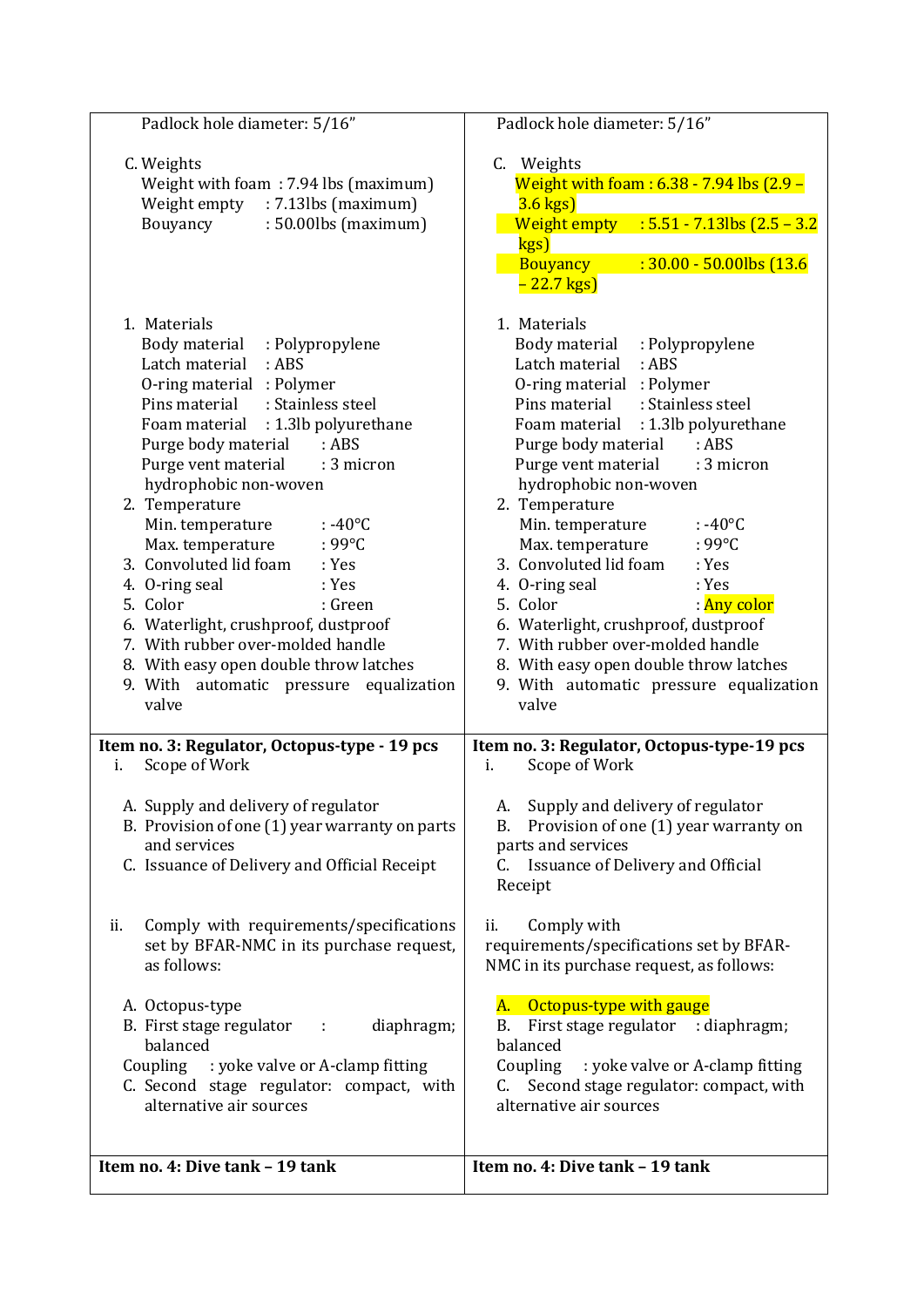| | |
|---|---|
| Padlock hole diameter: 5/16"<br><br>C. Weights<br>Weight with foam : 7.94 lbs (maximum)<br>Weight empty : 7.13lbs (maximum)<br>Bouyancy : 50.00lbs (maximum)<br><br>1. Materials<br>Body material : Polypropylene<br>Latch material : ABS<br>O-ring material : Polymer<br>Pins material : Stainless steel<br>Foam material : 1.3lb polyurethane<br>Purge body material : ABS<br>Purge vent material : 3 micron hydrophobic non-woven<br>2. Temperature<br>Min. temperature : -40°C<br>Max. temperature : 99°C<br>3. Convoluted lid foam : Yes<br>4. O-ring seal : Yes<br>5. Color : Green<br>6. Waterlight, crushproof, dustproof<br>7. With rubber over-molded handle<br>8. With easy open double throw latches<br>9. With automatic pressure equalization valve | Padlock hole diameter: 5/16"<br><br>C. Weights<br>Weight with foam : 6.38 - 7.94 lbs (2.9 – 3.6 kgs)<br>Weight empty : 5.51 - 7.13lbs (2.5 – 3.2 kgs)<br>Bouyancy : 30.00 - 50.00lbs (13.6 – 22.7 kgs)<br><br>1. Materials<br>Body material : Polypropylene<br>Latch material : ABS<br>O-ring material : Polymer<br>Pins material : Stainless steel<br>Foam material : 1.3lb polyurethane<br>Purge body material : ABS<br>Purge vent material : 3 micron hydrophobic non-woven<br>2. Temperature<br>Min. temperature : -40°C<br>Max. temperature : 99°C<br>3. Convoluted lid foam : Yes<br>4. O-ring seal : Yes<br>5. Color : Any color<br>6. Waterlight, crushproof, dustproof<br>7. With rubber over-molded handle<br>8. With easy open double throw latches<br>9. With automatic pressure equalization valve |
| **Item no. 3: Regulator, Octopus-type - 19 pcs**<br>i. Scope of Work<br><br>A. Supply and delivery of regulator<br>B. Provision of one (1) year warranty on parts and services<br>C. Issuance of Delivery and Official Receipt<br><br>ii. Comply with requirements/specifications set by BFAR-NMC in its purchase request, as follows:<br><br>A. Octopus-type<br>B. First stage regulator : diaphragm; balanced<br>Coupling : yoke valve or A-clamp fitting<br>C. Second stage regulator: compact, with alternative air sources | **Item no. 3: Regulator, Octopus-type-19 pcs**<br>i. Scope of Work<br><br>A. Supply and delivery of regulator<br>B. Provision of one (1) year warranty on parts and services<br>C. Issuance of Delivery and Official Receipt<br><br>ii. Comply with requirements/specifications set by BFAR-NMC in its purchase request, as follows:<br><br>A. Octopus-type with gauge<br>B. First stage regulator : diaphragm; balanced<br>Coupling : yoke valve or A-clamp fitting<br>C. Second stage regulator: compact, with alternative air sources |
| **Item no. 4: Dive tank – 19 tank** | **Item no. 4: Dive tank – 19 tank** |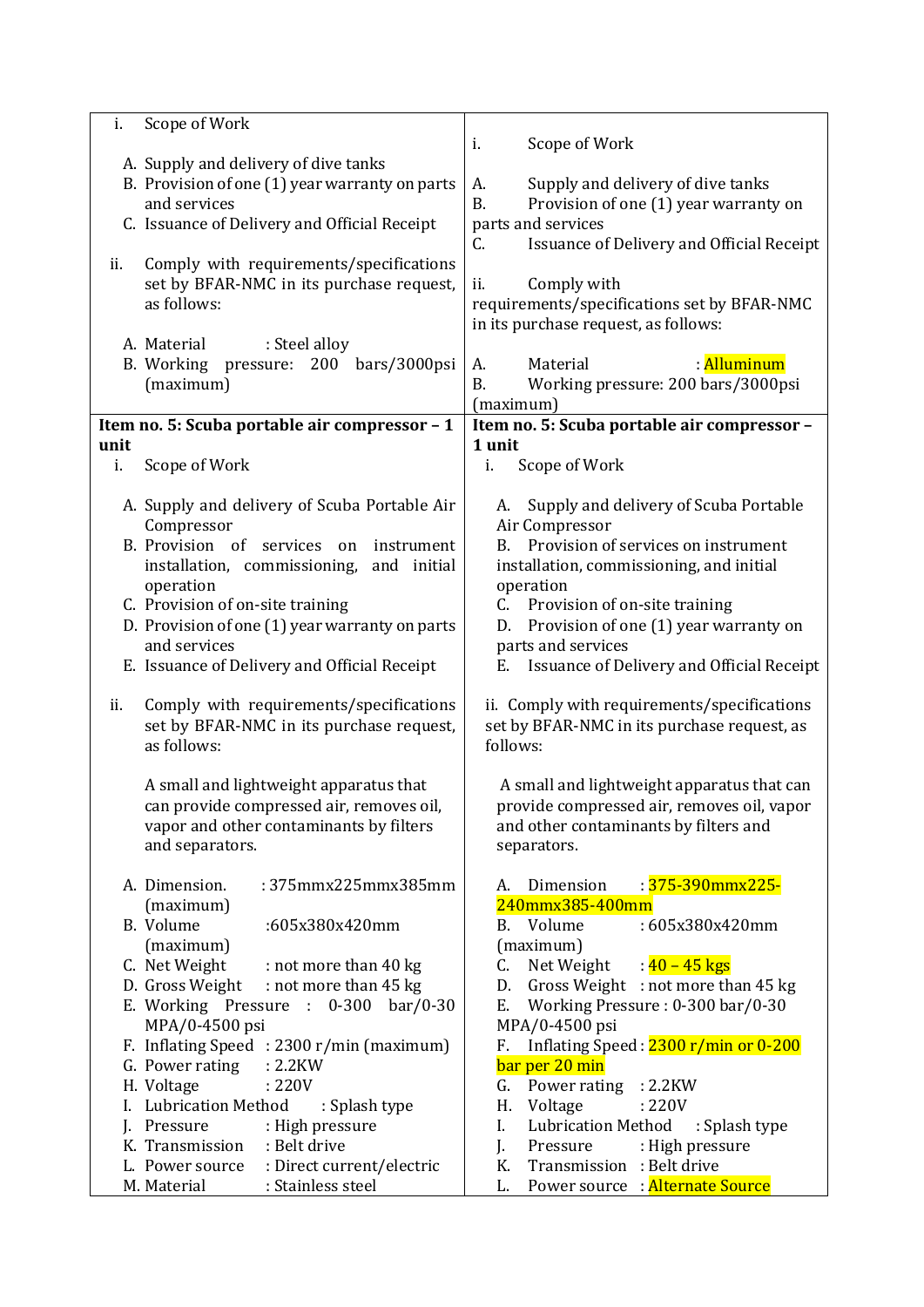| | |
|---|---|
| i. Scope of Work<br><br>A. Supply and delivery of dive tanks<br>B. Provision of one (1) year warranty on parts and services<br>C. Issuance of Delivery and Official Receipt<br><br>ii. Comply with requirements/specifications set by BFAR-NMC in its purchase request, as follows:<br><br>A. Material : Steel alloy<br>B. Working pressure: 200 bars/3000psi (maximum) | i. Scope of Work<br><br>A. Supply and delivery of dive tanks<br>B. Provision of one (1) year warranty on parts and services<br>C. Issuance of Delivery and Official Receipt<br><br>ii. Comply with requirements/specifications set by BFAR-NMC in its purchase request, as follows:<br><br>A. Material : Alluminum<br>B. Working pressure: 200 bars/3000psi (maximum) |
| **Item no. 5: Scuba portable air compressor – 1 unit**<br>i. Scope of Work<br><br>A. Supply and delivery of Scuba Portable Air Compressor<br>B. Provision of services on instrument installation, commissioning, and initial operation<br>C. Provision of on-site training<br>D. Provision of one (1) year warranty on parts and services<br>E. Issuance of Delivery and Official Receipt<br><br>ii. Comply with requirements/specifications set by BFAR-NMC in its purchase request, as follows:<br><br>A small and lightweight apparatus that can provide compressed air, removes oil, vapor and other contaminants by filters and separators.<br><br>A. Dimension. : 375mmx225mmx385mm (maximum)<br>B. Volume :605x380x420mm (maximum)<br>C. Net Weight : not more than 40 kg<br>D. Gross Weight : not more than 45 kg<br>E. Working Pressure : 0-300 bar/0-30 MPA/0-4500 psi<br>F. Inflating Speed : 2300 r/min (maximum)<br>G. Power rating : 2.2KW<br>H. Voltage : 220V<br>I. Lubrication Method : Splash type<br>J. Pressure : High pressure<br>K. Transmission : Belt drive<br>L. Power source : Direct current/electric<br>M. Material : Stainless steel | **Item no. 5: Scuba portable air compressor – 1 unit**<br>i. Scope of Work<br><br>A. Supply and delivery of Scuba Portable Air Compressor<br>B. Provision of services on instrument installation, commissioning, and initial operation<br>C. Provision of on-site training<br>D. Provision of one (1) year warranty on parts and services<br>E. Issuance of Delivery and Official Receipt<br><br>ii. Comply with requirements/specifications set by BFAR-NMC in its purchase request, as follows:<br><br>A small and lightweight apparatus that can provide compressed air, removes oil, vapor and other contaminants by filters and separators.<br><br>A. Dimension : 375-390mmx225-240mmx385-400mm<br>B. Volume : 605x380x420mm (maximum)<br>C. Net Weight : 40 – 45 kgs<br>D. Gross Weight : not more than 45 kg<br>E. Working Pressure : 0-300 bar/0-30 MPA/0-4500 psi<br>F. Inflating Speed : 2300 r/min or 0-200 bar per 20 min<br>G. Power rating : 2.2KW<br>H. Voltage : 220V<br>I. Lubrication Method : Splash type<br>J. Pressure : High pressure<br>K. Transmission : Belt drive<br>L. Power source : Alternate Source |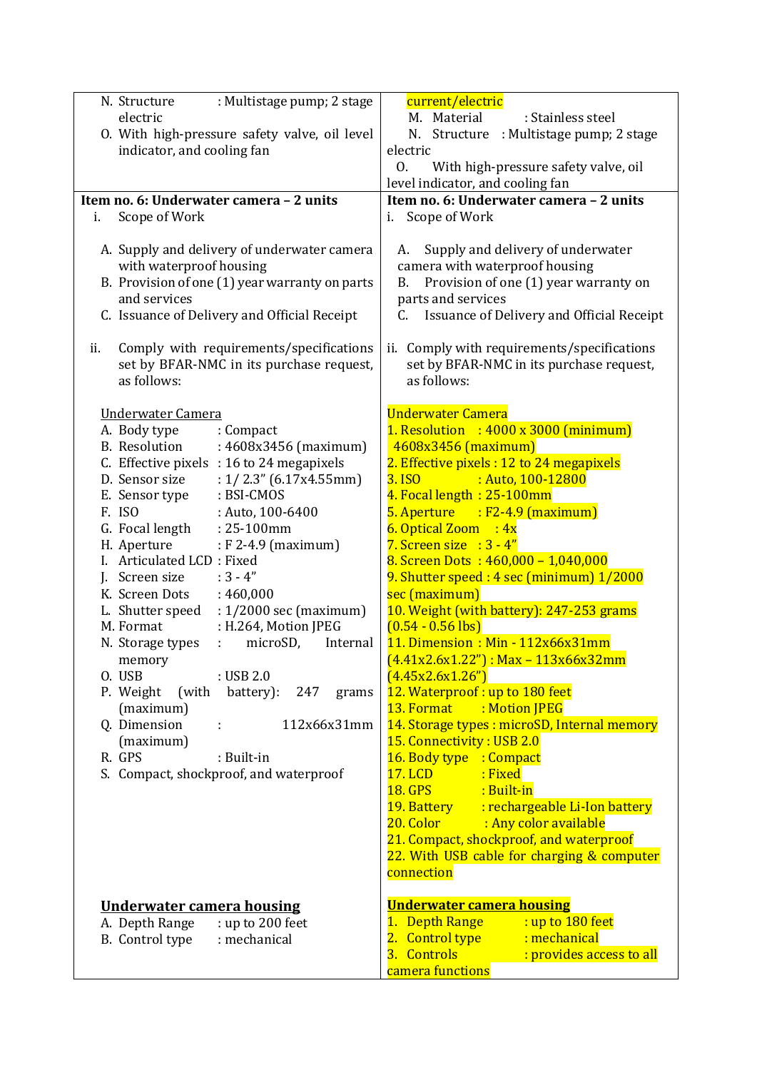| | |
|---|---|
| N. Structure : Multistage pump; 2 stage electric<br>O. With high-pressure safety valve, oil level indicator, and cooling fan | current/electric<br>M. Material : Stainless steel<br>N. Structure : Multistage pump; 2 stage electric<br>O. With high-pressure safety valve, oil level indicator, and cooling fan |
| **Item no. 6: Underwater camera – 2 units**<br>i. Scope of Work<br><br>A. Supply and delivery of underwater camera with waterproof housing<br>B. Provision of one (1) year warranty on parts and services<br>C. Issuance of Delivery and Official Receipt<br><br>ii. Comply with requirements/specifications set by BFAR-NMC in its purchase request, as follows:<br><br>Underwater Camera<br>A. Body type : Compact<br>B. Resolution : 4608x3456 (maximum)<br>C. Effective pixels : 16 to 24 megapixels<br>D. Sensor size : 1/ 2.3" (6.17x4.55mm)<br>E. Sensor type : BSI-CMOS<br>F. ISO : Auto, 100-6400<br>G. Focal length : 25-100mm<br>H. Aperture : F 2-4.9 (maximum)<br>I. Articulated LCD : Fixed<br>J. Screen size : 3 - 4"<br>K. Screen Dots : 460,000<br>L. Shutter speed : 1/2000 sec (maximum)<br>M. Format : H.264, Motion JPEG<br>N. Storage types : microSD, Internal memory<br>O. USB : USB 2.0<br>P. Weight (with battery): 247 grams (maximum)<br>Q. Dimension : 112x66x31mm (maximum)<br>R. GPS : Built-in<br>S. Compact, shockproof, and waterproof<br><br>**Underwater camera housing**<br>A. Depth Range : up to 200 feet<br>B. Control type : mechanical | **Item no. 6: Underwater camera – 2 units**<br>i. Scope of Work<br><br>A. Supply and delivery of underwater camera with waterproof housing<br>B. Provision of one (1) year warranty on parts and services<br>C. Issuance of Delivery and Official Receipt<br><br>ii. Comply with requirements/specifications set by BFAR-NMC in its purchase request, as follows:<br><br>Underwater Camera<br>1. Resolution : 4000 x 3000 (minimum) 4608x3456 (maximum)<br>2. Effective pixels : 12 to 24 megapixels<br>3. ISO : Auto, 100-12800<br>4. Focal length : 25-100mm<br>5. Aperture : F2-4.9 (maximum)<br>6. Optical Zoom : 4x<br>7. Screen size : 3 - 4"<br>8. Screen Dots : 460,000 – 1,040,000<br>9. Shutter speed : 4 sec (minimum) 1/2000 sec (maximum)<br>10. Weight (with battery): 247-253 grams (0.54 - 0.56 lbs)<br>11. Dimension : Min - 112x66x31mm (4.41x2.6x1.22") : Max – 113x66x32mm (4.45x2.6x1.26")<br>12. Waterproof : up to 180 feet<br>13. Format : Motion JPEG<br>14. Storage types : microSD, Internal memory<br>15. Connectivity : USB 2.0<br>16. Body type : Compact<br>17. LCD : Fixed<br>18. GPS : Built-in<br>19. Battery : rechargeable Li-Ion battery<br>20. Color : Any color available<br>21. Compact, shockproof, and waterproof<br>22. With USB cable for charging & computer connection<br><br>**Underwater camera housing**<br>1. Depth Range : up to 180 feet<br>2. Control type : mechanical<br>3. Controls : provides access to all camera functions |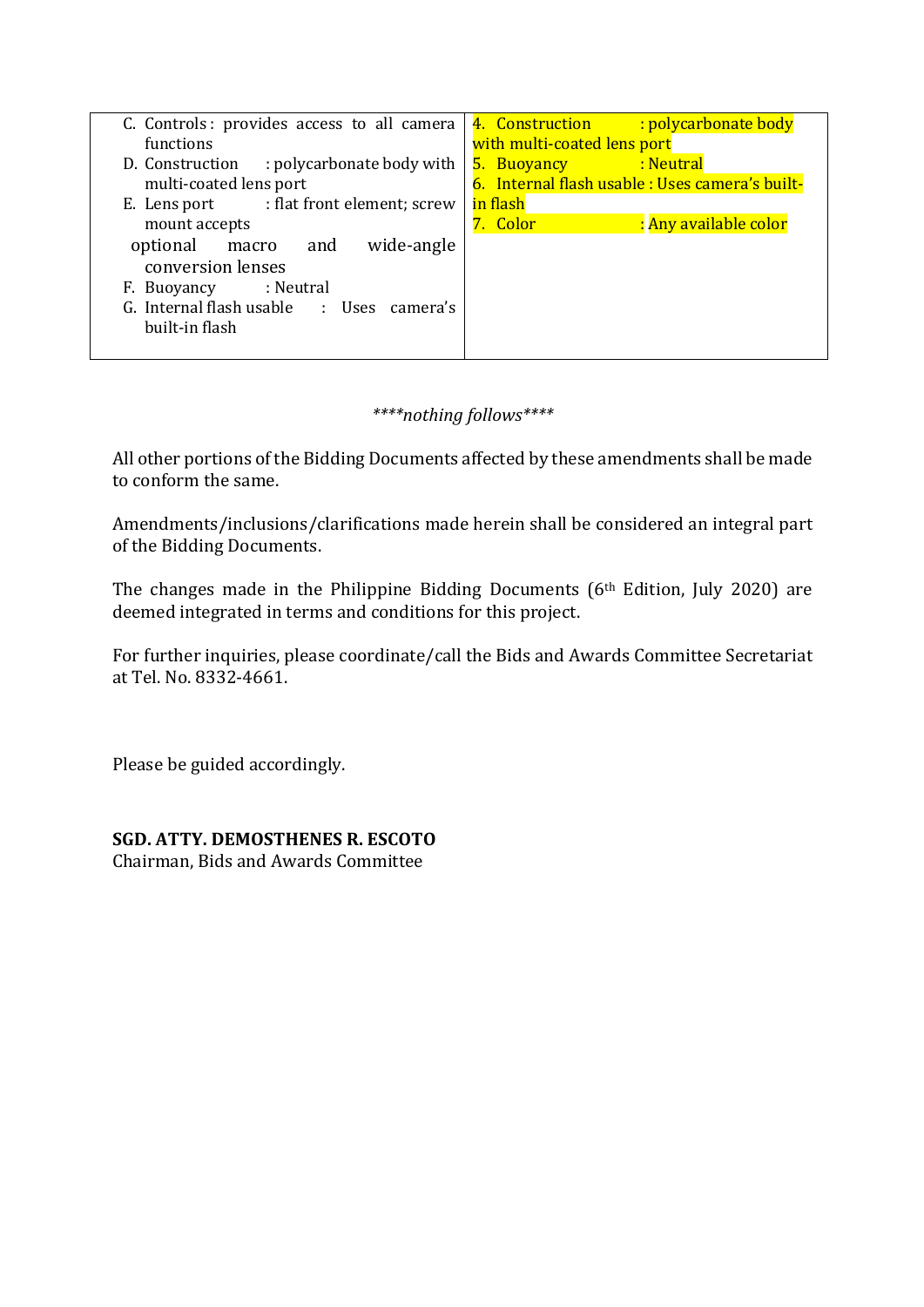| | |
|---|---|
| C. Controls : provides access to all camera functions<br>D. Construction : polycarbonate body with multi-coated lens port<br>E. Lens port : flat front element; screw mount accepts optional macro and wide-angle conversion lenses<br>F. Buoyancy : Neutral<br>G. Internal flash usable : Uses camera's built-in flash | 4. Construction : polycarbonate body with multi-coated lens port<br>5. Buoyancy : Neutral<br>6. Internal flash usable : Uses camera's built-in flash<br>7. Color : Any available color |

*\*\*\*\*nothing follows\*\*\*\**

All other portions of the Bidding Documents affected by these amendments shall be made to conform the same.

Amendments/inclusions/clarifications made herein shall be considered an integral part of the Bidding Documents.

The changes made in the Philippine Bidding Documents (6th Edition, July 2020) are deemed integrated in terms and conditions for this project.

For further inquiries, please coordinate/call the Bids and Awards Committee Secretariat at Tel. No. 8332-4661.

Please be guided accordingly.

**SGD. ATTY. DEMOSTHENES R. ESCOTO**
Chairman, Bids and Awards Committee